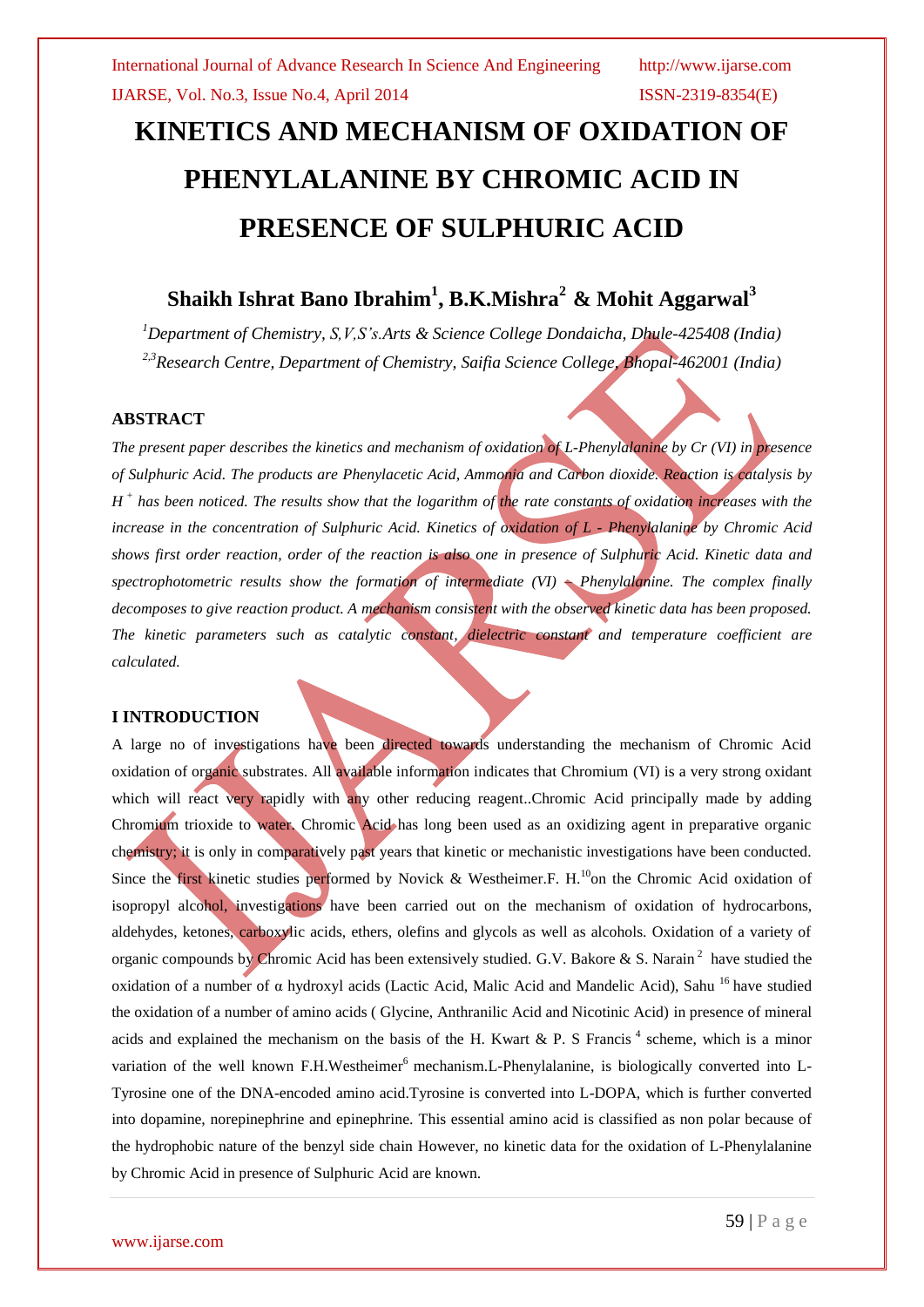# KINETICS AND MECHANISM OF OXIDATION OF PHENYLALANINE BY CHROMIC ACID IN PRESENCE OF SULPHURIC ACID

**Shaikh Ishrat Bano Ibrahim[1], B.K.Mishra[2] & Mohit Aggarwal[3]**

*[1]Department of Chemistry, S,V,S's.Arts & Science College Dondaicha, Dhule-425408 (India)*
*[2,3]Research Centre, Department of Chemistry, Saifia Science College, Bhopal-462001 (India)*

## ABSTRACT

*The present paper describes the kinetics and mechanism of oxidation of L-Phenylalanine by Cr (VI) in presence of Sulphuric Acid. The products are Phenylacetic Acid, Ammonia and Carbon dioxide. Reaction is catalysis by $H^+$ has been noticed. The results show that the logarithm of the rate constants of oxidation increases with the increase in the concentration of Sulphuric Acid. Kinetics of oxidation of L - Phenylalanine by Chromic Acid shows first order reaction, order of the reaction is also one in presence of Sulphuric Acid. Kinetic data and spectrophotometric results show the formation of intermediate (VI) – Phenylalanine. The complex finally decomposes to give reaction product. A mechanism consistent with the observed kinetic data has been proposed. The kinetic parameters such as catalytic constant, dielectric constant and temperature coefficient are calculated.*

## I INTRODUCTION

A large no of investigations have been directed towards understanding the mechanism of Chromic Acid oxidation of organic substrates. All available information indicates that Chromium (VI) is a very strong oxidant which will react very rapidly with any other reducing reagent..Chromic Acid principally made by adding Chromium trioxide to water. Chromic Acid has long been used as an oxidizing agent in preparative organic chemistry; it is only in comparatively past years that kinetic or mechanistic investigations have been conducted. Since the first kinetic studies performed by Novick & Westheimer.F. H.[10]on the Chromic Acid oxidation of isopropyl alcohol, investigations have been carried out on the mechanism of oxidation of hydrocarbons, aldehydes, ketones, carboxylic acids, ethers, olefins and glycols as well as alcohols. Oxidation of a variety of organic compounds by Chromic Acid has been extensively studied. G.V. Bakore & S. Narain[2] have studied the oxidation of a number of α hydroxyl acids (Lactic Acid, Malic Acid and Mandelic Acid), Sahu [16] have studied the oxidation of a number of amino acids ( Glycine, Anthranilic Acid and Nicotinic Acid) in presence of mineral acids and explained the mechanism on the basis of the H. Kwart & P. S Francis [4] scheme, which is a minor variation of the well known F.H.Westheimer[6] mechanism.L-Phenylalanine, is biologically converted into L-Tyrosine one of the DNA-encoded amino acid.Tyrosine is converted into L-DOPA, which is further converted into dopamine, norepinephrine and epinephrine. This essential amino acid is classified as non polar because of the hydrophobic nature of the benzyl side chain However, no kinetic data for the oxidation of L-Phenylalanine by Chromic Acid in presence of Sulphuric Acid are known.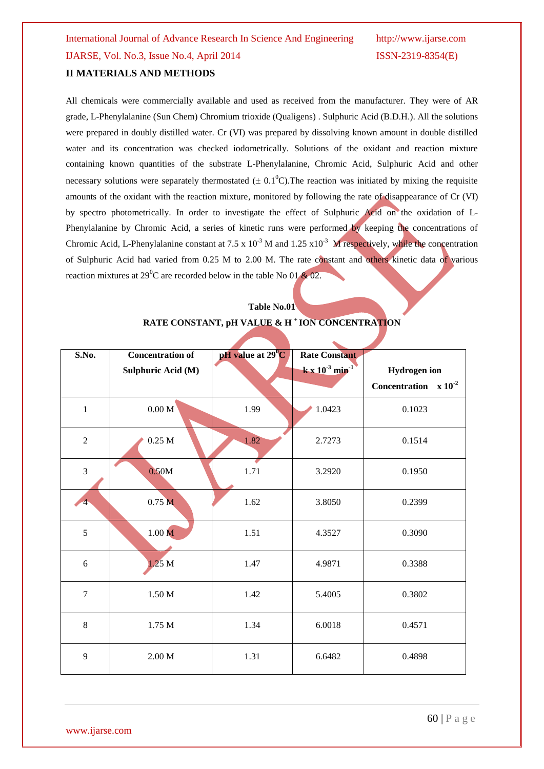## II MATERIALS AND METHODS

All chemicals were commercially available and used as received from the manufacturer. They were of AR grade, L-Phenylalanine (Sun Chem) Chromium trioxide (Qualigens) . Sulphuric Acid (B.D.H.). All the solutions were prepared in doubly distilled water. Cr (VI) was prepared by dissolving known amount in double distilled water and its concentration was checked iodometrically. Solutions of the oxidant and reaction mixture containing known quantities of the substrate L-Phenylalanine, Chromic Acid, Sulphuric Acid and other necessary solutions were separately thermostated ($\pm$ 0.1$^0$C).The reaction was initiated by mixing the requisite amounts of the oxidant with the reaction mixture, monitored by following the rate of disappearance of Cr (VI) by spectro photometrically. In order to investigate the effect of Sulphuric Acid on the oxidation of L-Phenylalanine by Chromic Acid, a series of kinetic runs were performed by keeping the concentrations of Chromic Acid, L-Phenylalanine constant at 7.5 x $10^{-3}$ M and 1.25 x$10^{-3}$ M respectively, while the concentration of Sulphuric Acid had varied from 0.25 M to 2.00 M. The rate constant and others kinetic data of various reaction mixtures at 29$^0$C are recorded below in the table No 01 & 02.

**Table No.01**

**RATE CONSTANT, pH VALUE & H $^+$ ION CONCENTRATION**

| S.No. | Concentration of Sulphuric Acid (M) | pH value at 29$^0$C | Rate Constant k x $10^{-3}$ min$^{-1}$ | Hydrogen ion Concentration x $10^{-2}$ |
|---|---|---|---|---|
| 1 | 0.00 M | 1.99 | 1.0423 | 0.1023 |
| 2 | 0.25 M | 1.82 | 2.7273 | 0.1514 |
| 3 | 0.50M | 1.71 | 3.2920 | 0.1950 |
| 4 | 0.75 M | 1.62 | 3.8050 | 0.2399 |
| 5 | 1.00 M | 1.51 | 4.3527 | 0.3090 |
| 6 | 1.25 M | 1.47 | 4.9871 | 0.3388 |
| 7 | 1.50 M | 1.42 | 5.4005 | 0.3802 |
| 8 | 1.75 M | 1.34 | 6.0018 | 0.4571 |
| 9 | 2.00 M | 1.31 | 6.6482 | 0.4898 |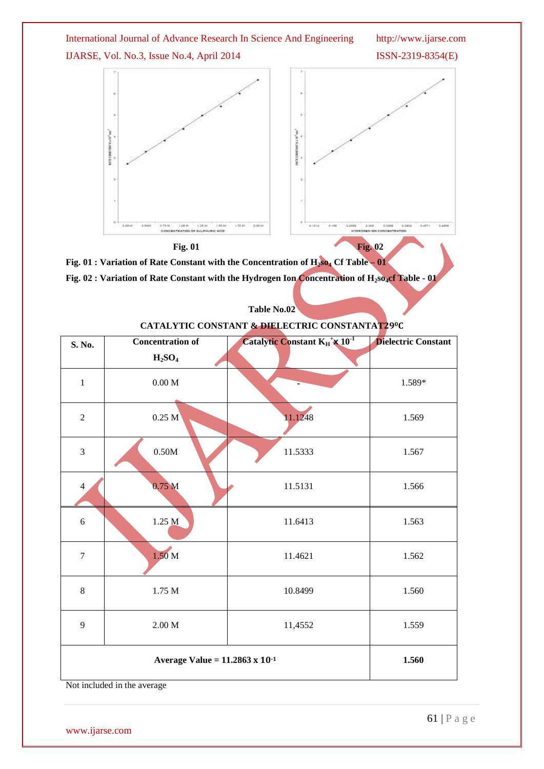Fig. 01 Fig. 02

**Fig. 01 : Variation of Rate Constant with the Concentration of $H_2so_4$ Cf Table – 01**

**Fig. 02 : Variation of Rate Constant with the Hydrogen Ion Concentration of $H_2so_4$cf Table - 01**

**Table No.02**

**CATALYTIC CONSTANT & DIELECTRIC CONSTANTAT29⁰C**

| S. No. | Concentration of $H_2SO_4$ | Catalytic Constant $K_{H^+}$ x $10^{-1}$ | Dielectric Constant |
|---|---|---|---|
| 1 | 0.00 M | - | 1.589* |
| 2 | 0.25 M | 11.1248 | 1.569 |
| 3 | 0.50M | 11.5333 | 1.567 |
| 4 | 0.75 M | 11.5131 | 1.566 |
| 6 | 1.25 M | 11.6413 | 1.563 |
| 7 | 1.50 M | 11.4621 | 1.562 |
| 8 | 1.75 M | 10.8499 | 1.560 |
| 9 | 2.00 M | 11,4552 | 1.559 |
| **Average Value = 11.2863 x $10^{-1}$** | | | **1.560** |

Not included in the average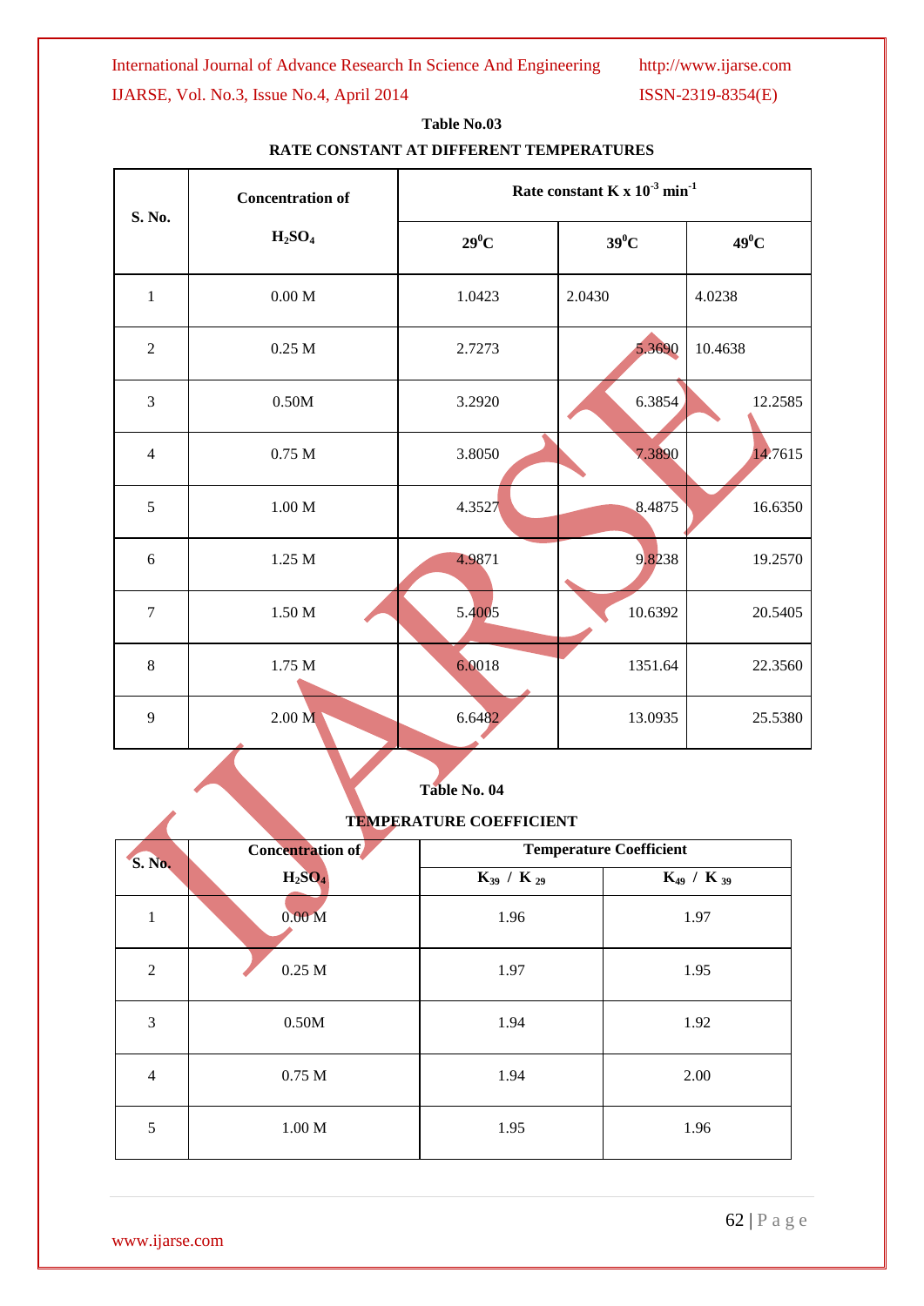**Table No.03**

**RATE CONSTANT AT DIFFERENT TEMPERATURES**

| S. No. | Concentration of $H_2SO_4$ | Rate constant K x $10^{-3}$ $min^{-1}$ | | |
|---|---|---|---|---|
| | | $29^0C$ | $39^0C$ | $49^0C$ |
| 1 | 0.00 M | 1.0423 | 2.0430 | 4.0238 |
| 2 | 0.25 M | 2.7273 | 5.3690 | 10.4638 |
| 3 | 0.50M | 3.2920 | 6.3854 | 12.2585 |
| 4 | 0.75 M | 3.8050 | 7.3890 | 14.7615 |
| 5 | 1.00 M | 4.3527 | 8.4875 | 16.6350 |
| 6 | 1.25 M | 4.9871 | 9.8238 | 19.2570 |
| 7 | 1.50 M | 5.4005 | 10.6392 | 20.5405 |
| 8 | 1.75 M | 6.0018 | 1351.64 | 22.3560 |
| 9 | 2.00 M | 6.6482 | 13.0935 | 25.5380 |

**Table No. 04**

**TEMPERATURE COEFFICIENT**

| S. No. | Concentration of $H_2SO_4$ | Temperature Coefficient | |
|---|---|---|---|
| | | $K_{39}$ / $K_{29}$ | $K_{49}$ / $K_{39}$ |
| 1 | 0.00 M | 1.96 | 1.97 |
| 2 | 0.25 M | 1.97 | 1.95 |
| 3 | 0.50M | 1.94 | 1.92 |
| 4 | 0.75 M | 1.94 | 2.00 |
| 5 | 1.00 M | 1.95 | 1.96 |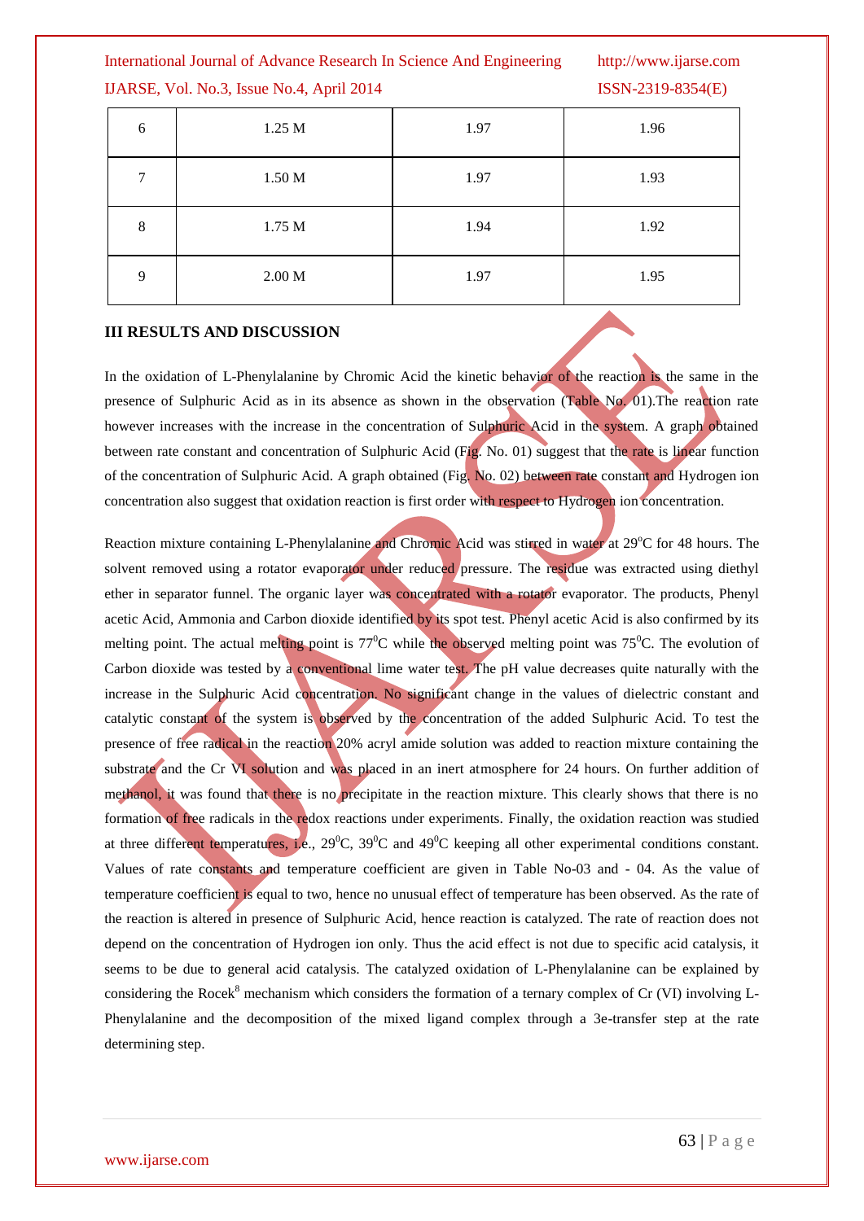| 6 | 1.25 M | 1.97 | 1.96 |
|---|---|---|---|
| 7 | 1.50 M | 1.97 | 1.93 |
| 8 | 1.75 M | 1.94 | 1.92 |
| 9 | 2.00 M | 1.97 | 1.95 |

## III RESULTS AND DISCUSSION

In the oxidation of L-Phenylalanine by Chromic Acid the kinetic behavior of the reaction is the same in the presence of Sulphuric Acid as in its absence as shown in the observation (Table No. 01).The reaction rate however increases with the increase in the concentration of Sulphuric Acid in the system. A graph obtained between rate constant and concentration of Sulphuric Acid (Fig. No. 01) suggest that the rate is linear function of the concentration of Sulphuric Acid. A graph obtained (Fig. No. 02) between rate constant and Hydrogen ion concentration also suggest that oxidation reaction is first order with respect to Hydrogen ion concentration.

Reaction mixture containing L-Phenylalanine and Chromic Acid was stirred in water at $29^0$C for 48 hours. The solvent removed using a rotator evaporator under reduced pressure. The residue was extracted using diethyl ether in separator funnel. The organic layer was concentrated with a rotator evaporator. The products, Phenyl acetic Acid, Ammonia and Carbon dioxide identified by its spot test. Phenyl acetic Acid is also confirmed by its melting point. The actual melting point is $77^0$C while the observed melting point was $75^0$C. The evolution of Carbon dioxide was tested by a conventional lime water test. The pH value decreases quite naturally with the increase in the Sulphuric Acid concentration. No significant change in the values of dielectric constant and catalytic constant of the system is observed by the concentration of the added Sulphuric Acid. To test the presence of free radical in the reaction 20% acryl amide solution was added to reaction mixture containing the substrate and the Cr VI solution and was placed in an inert atmosphere for 24 hours. On further addition of methanol, it was found that there is no precipitate in the reaction mixture. This clearly shows that there is no formation of free radicals in the redox reactions under experiments. Finally, the oxidation reaction was studied at three different temperatures, i.e., $29^0$C, $39^0$C and $49^0$C keeping all other experimental conditions constant. Values of rate constants and temperature coefficient are given in Table No-03 and - 04. As the value of temperature coefficient is equal to two, hence no unusual effect of temperature has been observed. As the rate of the reaction is altered in presence of Sulphuric Acid, hence reaction is catalyzed. The rate of reaction does not depend on the concentration of Hydrogen ion only. Thus the acid effect is not due to specific acid catalysis, it seems to be due to general acid catalysis. The catalyzed oxidation of L-Phenylalanine can be explained by considering the Rocek[8] mechanism which considers the formation of a ternary complex of Cr (VI) involving L-Phenylalanine and the decomposition of the mixed ligand complex through a 3e-transfer step at the rate determining step.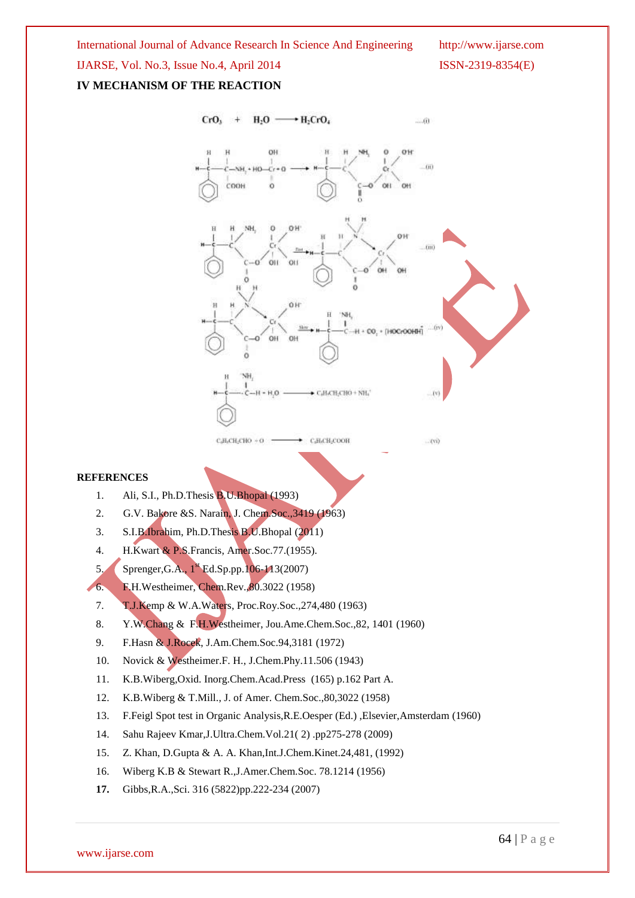## IV MECHANISM OF THE REACTION

$$CrO_3 + H_2O \longrightarrow H_2CrO_4 \quad \text{...(i)}$$

$$C_6H_5CH_2CHO + O \longrightarrow C_6H_5CH_2COOH \quad \text{...(vi)}$$

## REFERENCES

1. Ali, S.I., Ph.D.Thesis B.U.Bhopal (1993)
2. G.V. Bakore &S. Narain, J. Chem.Soc.,3419 (1963)
3. S.I.B.Ibrahim, Ph.D.Thesis B.U.Bhopal (2011)
4. H.Kwart & P.S.Francis, Amer.Soc.77.(1955).
5. Sprenger,G.A., 1st Ed.Sp.pp.106-113(2007)
6. F.H.Westheimer, Chem.Rev.,80.3022 (1958)
7. T.J.Kemp & W.A.Waters, Proc.Roy.Soc.,274,480 (1963)
8. Y.W.Chang & F.H.Westheimer, Jou.Ame.Chem.Soc.,82, 1401 (1960)
9. F.Hasn & J.Rocek, J.Am.Chem.Soc.94,3181 (1972)
10. Novick & Westheimer.F. H., J.Chem.Phy.11.506 (1943)
11. K.B.Wiberg,Oxid. Inorg.Chem.Acad.Press (165) p.162 Part A.
12. K.B.Wiberg & T.Mill., J. of Amer. Chem.Soc.,80,3022 (1958)
13. F.Feigl Spot test in Organic Analysis,R.E.Oesper (Ed.) ,Elsevier,Amsterdam (1960)
14. Sahu Rajeev Kmar,J.Ultra.Chem.Vol.21( 2) .pp275-278 (2009)
15. Z. Khan, D.Gupta & A. A. Khan,Int.J.Chem.Kinet.24,481, (1992)
16. Wiberg K.B & Stewart R.,J.Amer.Chem.Soc. 78.1214 (1956)
17. Gibbs,R.A.,Sci. 316 (5822)pp.222-234 (2007)